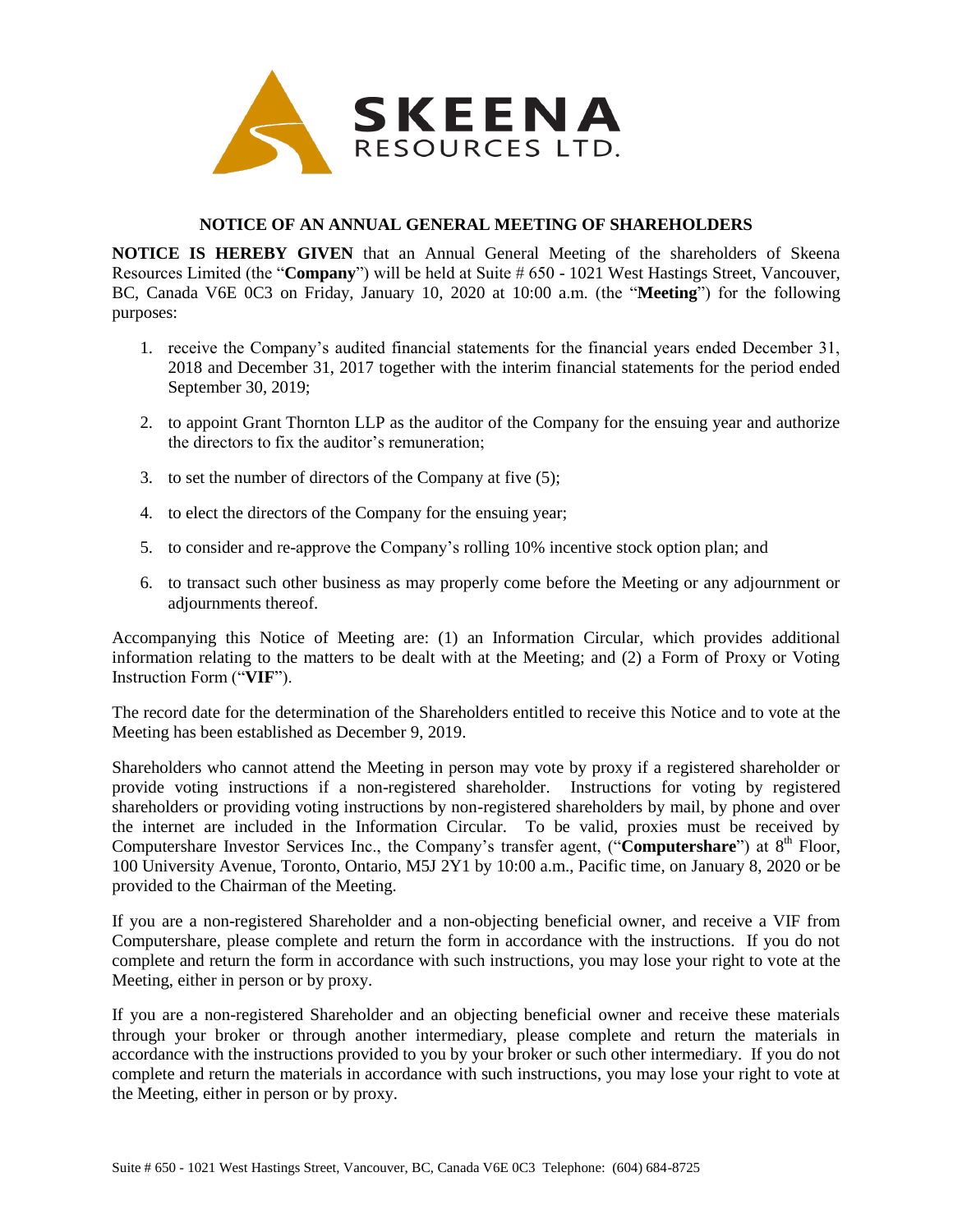**SKEENA**
RESOURCES LTD.

## NOTICE OF AN ANNUAL GENERAL MEETING OF SHAREHOLDERS

**NOTICE IS HEREBY GIVEN** that an Annual General Meeting of the shareholders of Skeena Resources Limited (the "**Company**") will be held at Suite # 650 - 1021 West Hastings Street, Vancouver, BC, Canada V6E 0C3 on Friday, January 10, 2020 at 10:00 a.m. (the "**Meeting**") for the following purposes:

1. receive the Company's audited financial statements for the financial years ended December 31, 2018 and December 31, 2017 together with the interim financial statements for the period ended September 30, 2019;

2. to appoint Grant Thornton LLP as the auditor of the Company for the ensuing year and authorize the directors to fix the auditor's remuneration;

3. to set the number of directors of the Company at five (5);

4. to elect the directors of the Company for the ensuing year;

5. to consider and re-approve the Company's rolling 10% incentive stock option plan; and

6. to transact such other business as may properly come before the Meeting or any adjournment or adjournments thereof.

Accompanying this Notice of Meeting are: (1) an Information Circular, which provides additional information relating to the matters to be dealt with at the Meeting; and (2) a Form of Proxy or Voting Instruction Form ("**VIF**").

The record date for the determination of the Shareholders entitled to receive this Notice and to vote at the Meeting has been established as December 9, 2019.

Shareholders who cannot attend the Meeting in person may vote by proxy if a registered shareholder or provide voting instructions if a non-registered shareholder. Instructions for voting by registered shareholders or providing voting instructions by non-registered shareholders by mail, by phone and over the internet are included in the Information Circular. To be valid, proxies must be received by Computershare Investor Services Inc., the Company's transfer agent, ("**Computershare**") at 8th Floor, 100 University Avenue, Toronto, Ontario, M5J 2Y1 by 10:00 a.m., Pacific time, on January 8, 2020 or be provided to the Chairman of the Meeting.

If you are a non-registered Shareholder and a non-objecting beneficial owner, and receive a VIF from Computershare, please complete and return the form in accordance with the instructions. If you do not complete and return the form in accordance with such instructions, you may lose your right to vote at the Meeting, either in person or by proxy.

If you are a non-registered Shareholder and an objecting beneficial owner and receive these materials through your broker or through another intermediary, please complete and return the materials in accordance with the instructions provided to you by your broker or such other intermediary. If you do not complete and return the materials in accordance with such instructions, you may lose your right to vote at the Meeting, either in person or by proxy.

Suite # 650 - 1021 West Hastings Street, Vancouver, BC, Canada V6E 0C3 Telephone: (604) 684-8725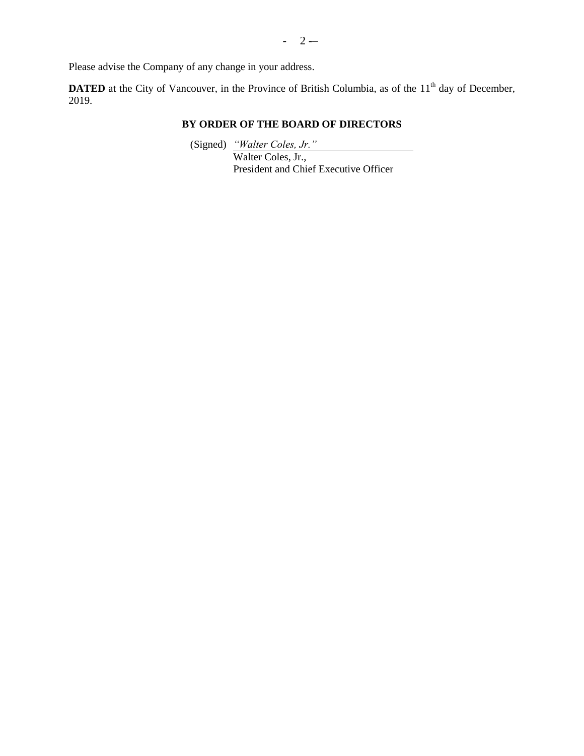Please advise the Company of any change in your address.

**DATED** at the City of Vancouver, in the Province of British Columbia, as of the 11th day of December, 2019.

**BY ORDER OF THE BOARD OF DIRECTORS**

(Signed) *"Walter Coles, Jr."*
Walter Coles, Jr.,
President and Chief Executive Officer